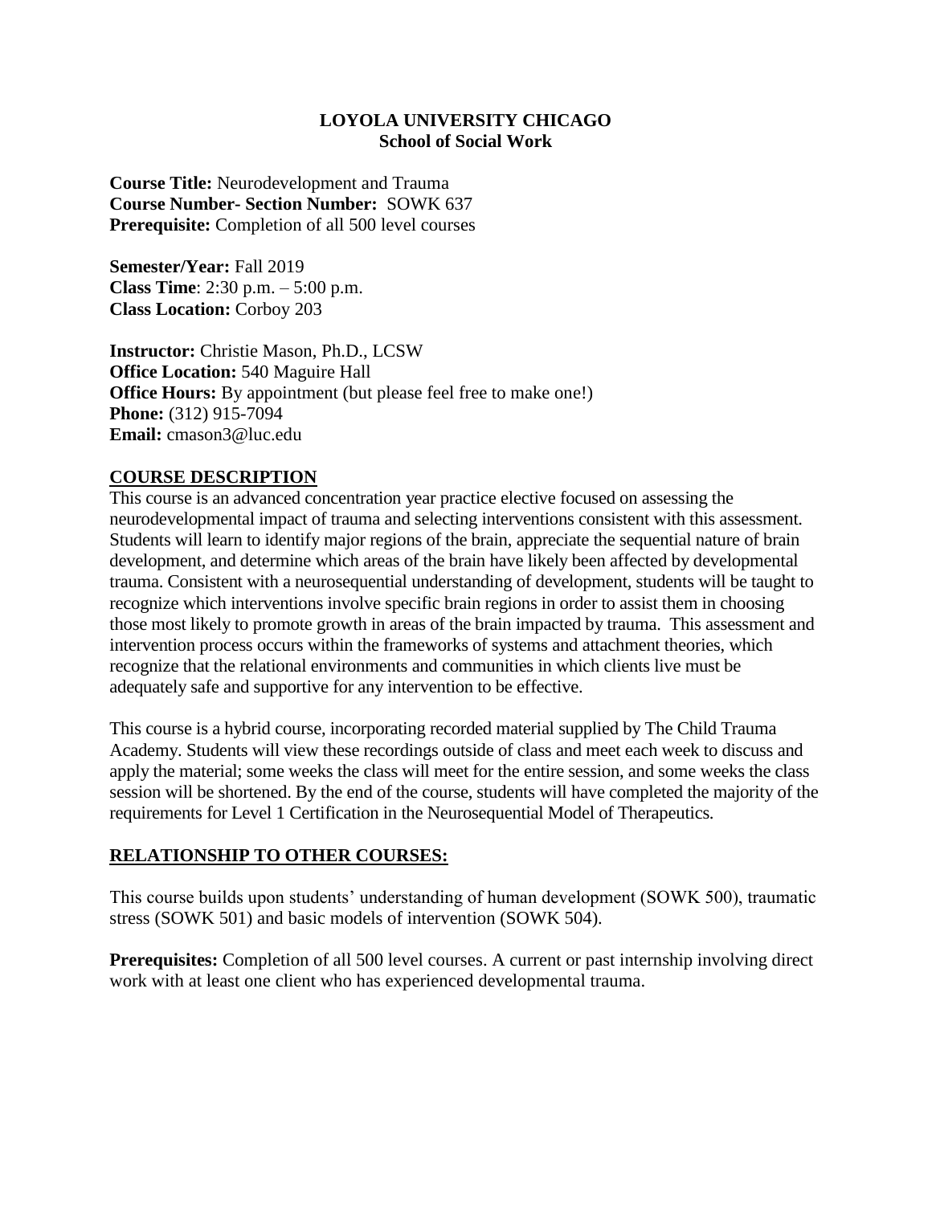**LOYOLA UNIVERSITY CHICAGO**
**School of Social Work**

**Course Title:** Neurodevelopment and Trauma
**Course Number- Section Number:** SOWK 637
**Prerequisite:** Completion of all 500 level courses

**Semester/Year:** Fall 2019
**Class Time**: 2:30 p.m. – 5:00 p.m.
**Class Location:** Corboy 203

**Instructor:** Christie Mason, Ph.D., LCSW
**Office Location:** 540 Maguire Hall
**Office Hours:** By appointment (but please feel free to make one!)
**Phone:** (312) 915-7094
**Email:** cmason3@luc.edu

## COURSE DESCRIPTION

This course is an advanced concentration year practice elective focused on assessing the neurodevelopmental impact of trauma and selecting interventions consistent with this assessment. Students will learn to identify major regions of the brain, appreciate the sequential nature of brain development, and determine which areas of the brain have likely been affected by developmental trauma. Consistent with a neurosequential understanding of development, students will be taught to recognize which interventions involve specific brain regions in order to assist them in choosing those most likely to promote growth in areas of the brain impacted by trauma. This assessment and intervention process occurs within the frameworks of systems and attachment theories, which recognize that the relational environments and communities in which clients live must be adequately safe and supportive for any intervention to be effective.

This course is a hybrid course, incorporating recorded material supplied by The Child Trauma Academy. Students will view these recordings outside of class and meet each week to discuss and apply the material; some weeks the class will meet for the entire session, and some weeks the class session will be shortened. By the end of the course, students will have completed the majority of the requirements for Level 1 Certification in the Neurosequential Model of Therapeutics.

## RELATIONSHIP TO OTHER COURSES:

This course builds upon students' understanding of human development (SOWK 500), traumatic stress (SOWK 501) and basic models of intervention (SOWK 504).

**Prerequisites:** Completion of all 500 level courses. A current or past internship involving direct work with at least one client who has experienced developmental trauma.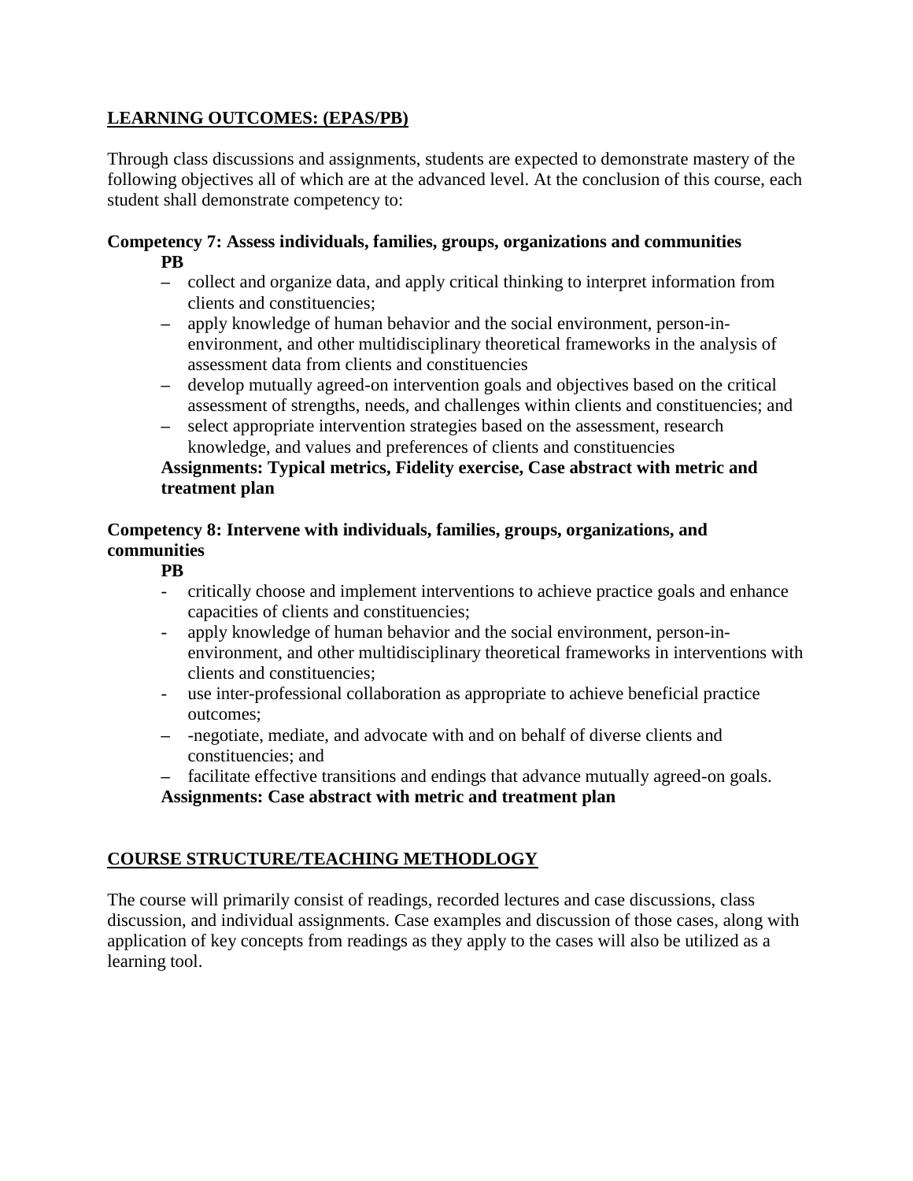## LEARNING OUTCOMES: (EPAS/PB)

Through class discussions and assignments, students are expected to demonstrate mastery of the following objectives all of which are at the advanced level. At the conclusion of this course, each student shall demonstrate competency to:

**Competency 7: Assess individuals, families, groups, organizations and communities**

**PB**

- collect and organize data, and apply critical thinking to interpret information from clients and constituencies;
- apply knowledge of human behavior and the social environment, person-in-environment, and other multidisciplinary theoretical frameworks in the analysis of assessment data from clients and constituencies
- develop mutually agreed-on intervention goals and objectives based on the critical assessment of strengths, needs, and challenges within clients and constituencies; and
- select appropriate intervention strategies based on the assessment, research knowledge, and values and preferences of clients and constituencies

**Assignments: Typical metrics, Fidelity exercise, Case abstract with metric and treatment plan**

**Competency 8: Intervene with individuals, families, groups, organizations, and communities**

**PB**

- critically choose and implement interventions to achieve practice goals and enhance capacities of clients and constituencies;
- apply knowledge of human behavior and the social environment, person-in-environment, and other multidisciplinary theoretical frameworks in interventions with clients and constituencies;
- use inter-professional collaboration as appropriate to achieve beneficial practice outcomes;
- -negotiate, mediate, and advocate with and on behalf of diverse clients and constituencies; and
- facilitate effective transitions and endings that advance mutually agreed-on goals.

**Assignments: Case abstract with metric and treatment plan**

## COURSE STRUCTURE/TEACHING METHODLOGY

The course will primarily consist of readings, recorded lectures and case discussions, class discussion, and individual assignments. Case examples and discussion of those cases, along with application of key concepts from readings as they apply to the cases will also be utilized as a learning tool.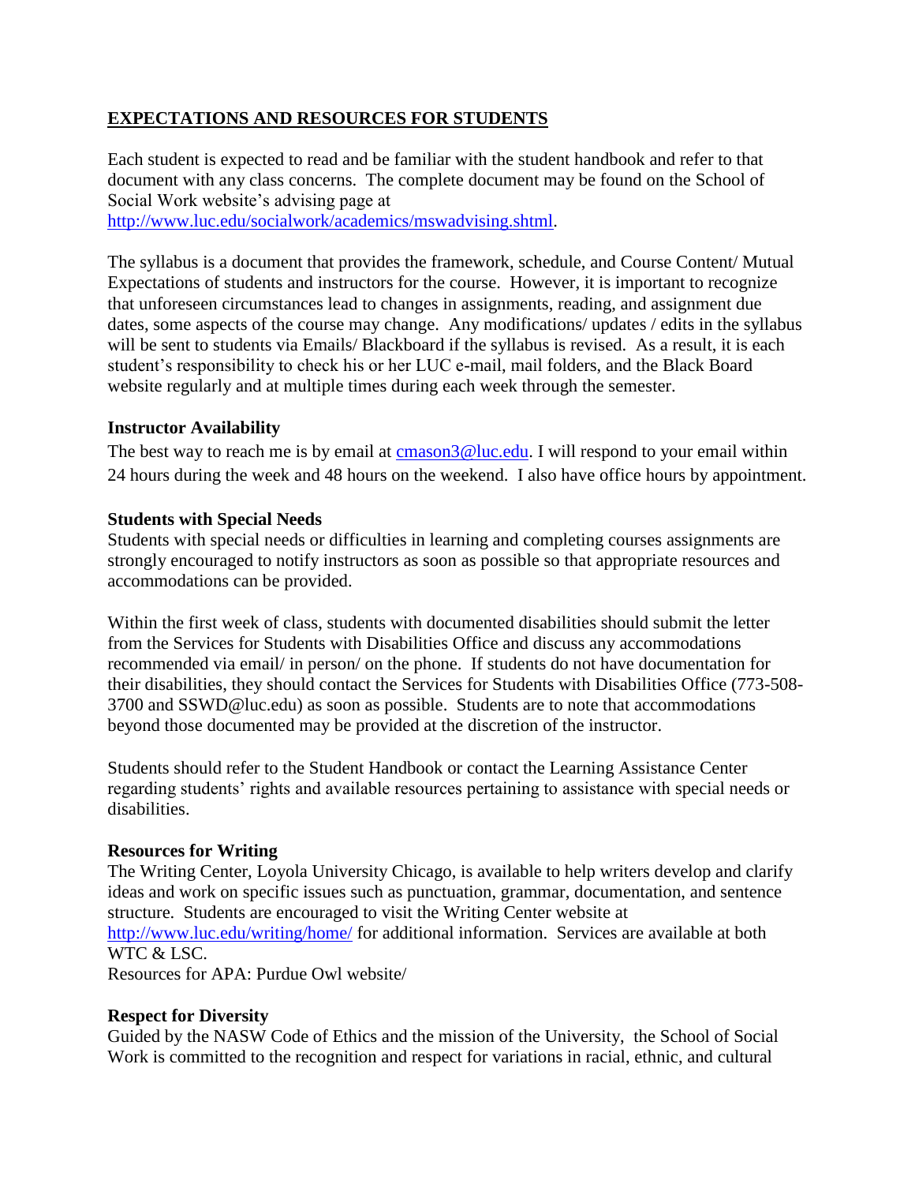## EXPECTATIONS AND RESOURCES FOR STUDENTS

Each student is expected to read and be familiar with the student handbook and refer to that document with any class concerns. The complete document may be found on the School of Social Work website's advising page at http://www.luc.edu/socialwork/academics/mswadvising.shtml.

The syllabus is a document that provides the framework, schedule, and Course Content/ Mutual Expectations of students and instructors for the course. However, it is important to recognize that unforeseen circumstances lead to changes in assignments, reading, and assignment due dates, some aspects of the course may change. Any modifications/ updates / edits in the syllabus will be sent to students via Emails/ Blackboard if the syllabus is revised. As a result, it is each student's responsibility to check his or her LUC e-mail, mail folders, and the Black Board website regularly and at multiple times during each week through the semester.

### Instructor Availability

The best way to reach me is by email at cmason3@luc.edu. I will respond to your email within 24 hours during the week and 48 hours on the weekend. I also have office hours by appointment.

### Students with Special Needs

Students with special needs or difficulties in learning and completing courses assignments are strongly encouraged to notify instructors as soon as possible so that appropriate resources and accommodations can be provided.

Within the first week of class, students with documented disabilities should submit the letter from the Services for Students with Disabilities Office and discuss any accommodations recommended via email/ in person/ on the phone. If students do not have documentation for their disabilities, they should contact the Services for Students with Disabilities Office (773-508-3700 and SSWD@luc.edu) as soon as possible. Students are to note that accommodations beyond those documented may be provided at the discretion of the instructor.

Students should refer to the Student Handbook or contact the Learning Assistance Center regarding students' rights and available resources pertaining to assistance with special needs or disabilities.

### Resources for Writing

The Writing Center, Loyola University Chicago, is available to help writers develop and clarify ideas and work on specific issues such as punctuation, grammar, documentation, and sentence structure. Students are encouraged to visit the Writing Center website at http://www.luc.edu/writing/home/ for additional information. Services are available at both WTC & LSC.

Resources for APA: Purdue Owl website/

### Respect for Diversity

Guided by the NASW Code of Ethics and the mission of the University, the School of Social Work is committed to the recognition and respect for variations in racial, ethnic, and cultural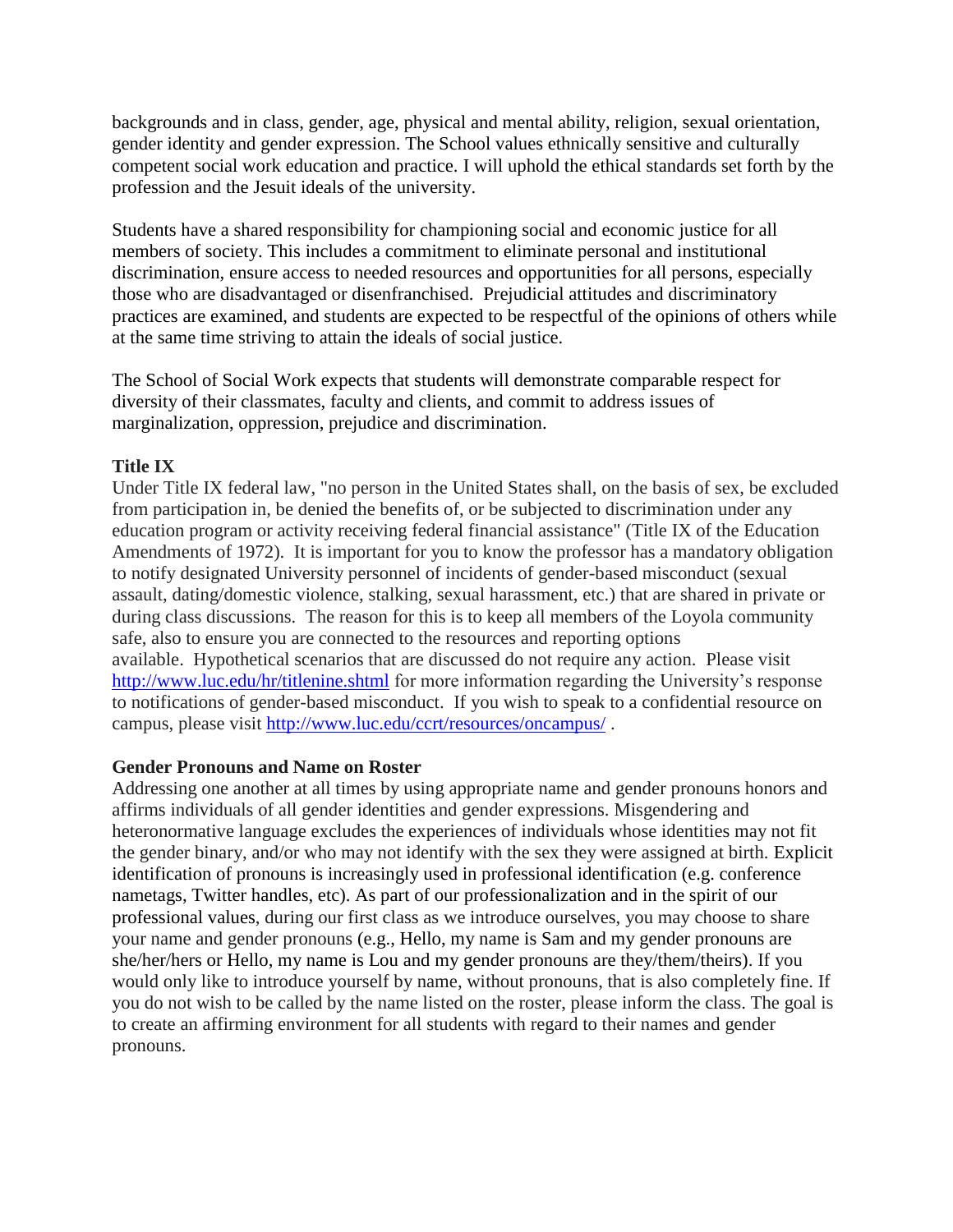backgrounds and in class, gender, age, physical and mental ability, religion, sexual orientation, gender identity and gender expression. The School values ethnically sensitive and culturally competent social work education and practice. I will uphold the ethical standards set forth by the profession and the Jesuit ideals of the university.

Students have a shared responsibility for championing social and economic justice for all members of society. This includes a commitment to eliminate personal and institutional discrimination, ensure access to needed resources and opportunities for all persons, especially those who are disadvantaged or disenfranchised. Prejudicial attitudes and discriminatory practices are examined, and students are expected to be respectful of the opinions of others while at the same time striving to attain the ideals of social justice.

The School of Social Work expects that students will demonstrate comparable respect for diversity of their classmates, faculty and clients, and commit to address issues of marginalization, oppression, prejudice and discrimination.

**Title IX**

Under Title IX federal law, "no person in the United States shall, on the basis of sex, be excluded from participation in, be denied the benefits of, or be subjected to discrimination under any education program or activity receiving federal financial assistance" (Title IX of the Education Amendments of 1972). It is important for you to know the professor has a mandatory obligation to notify designated University personnel of incidents of gender-based misconduct (sexual assault, dating/domestic violence, stalking, sexual harassment, etc.) that are shared in private or during class discussions. The reason for this is to keep all members of the Loyola community safe, also to ensure you are connected to the resources and reporting options available. Hypothetical scenarios that are discussed do not require any action. Please visit http://www.luc.edu/hr/titlenine.shtml for more information regarding the University's response to notifications of gender-based misconduct. If you wish to speak to a confidential resource on campus, please visit http://www.luc.edu/ccrt/resources/oncampus/ .

**Gender Pronouns and Name on Roster**

Addressing one another at all times by using appropriate name and gender pronouns honors and affirms individuals of all gender identities and gender expressions. Misgendering and heteronormative language excludes the experiences of individuals whose identities may not fit the gender binary, and/or who may not identify with the sex they were assigned at birth. Explicit identification of pronouns is increasingly used in professional identification (e.g. conference nametags, Twitter handles, etc). As part of our professionalization and in the spirit of our professional values, during our first class as we introduce ourselves, you may choose to share your name and gender pronouns (e.g., Hello, my name is Sam and my gender pronouns are she/her/hers or Hello, my name is Lou and my gender pronouns are they/them/theirs). If you would only like to introduce yourself by name, without pronouns, that is also completely fine. If you do not wish to be called by the name listed on the roster, please inform the class. The goal is to create an affirming environment for all students with regard to their names and gender pronouns.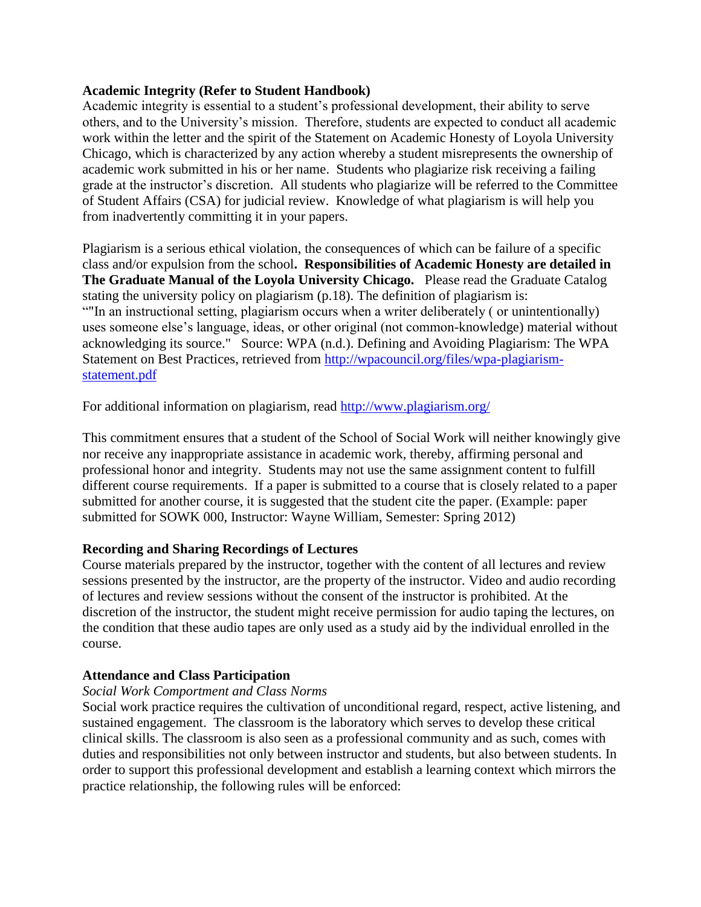**Academic Integrity (Refer to Student Handbook)**
Academic integrity is essential to a student's professional development, their ability to serve others, and to the University's mission. Therefore, students are expected to conduct all academic work within the letter and the spirit of the Statement on Academic Honesty of Loyola University Chicago, which is characterized by any action whereby a student misrepresents the ownership of academic work submitted in his or her name. Students who plagiarize risk receiving a failing grade at the instructor's discretion. All students who plagiarize will be referred to the Committee of Student Affairs (CSA) for judicial review. Knowledge of what plagiarism is will help you from inadvertently committing it in your papers.

Plagiarism is a serious ethical violation, the consequences of which can be failure of a specific class and/or expulsion from the school**. Responsibilities of Academic Honesty are detailed in The Graduate Manual of the Loyola University Chicago.** Please read the Graduate Catalog stating the university policy on plagiarism (p.18). The definition of plagiarism is: ""In an instructional setting, plagiarism occurs when a writer deliberately ( or unintentionally) uses someone else's language, ideas, or other original (not common-knowledge) material without acknowledging its source." Source: WPA (n.d.). Defining and Avoiding Plagiarism: The WPA Statement on Best Practices, retrieved from [http://wpacouncil.org/files/wpa-plagiarism-statement.pdf](http://wpacouncil.org/files/wpa-plagiarism-statement.pdf)

For additional information on plagiarism, read [http://www.plagiarism.org/](http://www.plagiarism.org/)

This commitment ensures that a student of the School of Social Work will neither knowingly give nor receive any inappropriate assistance in academic work, thereby, affirming personal and professional honor and integrity. Students may not use the same assignment content to fulfill different course requirements. If a paper is submitted to a course that is closely related to a paper submitted for another course, it is suggested that the student cite the paper. (Example: paper submitted for SOWK 000, Instructor: Wayne William, Semester: Spring 2012)

**Recording and Sharing Recordings of Lectures**
Course materials prepared by the instructor, together with the content of all lectures and review sessions presented by the instructor, are the property of the instructor. Video and audio recording of lectures and review sessions without the consent of the instructor is prohibited. At the discretion of the instructor, the student might receive permission for audio taping the lectures, on the condition that these audio tapes are only used as a study aid by the individual enrolled in the course.

**Attendance and Class Participation**
*Social Work Comportment and Class Norms*
Social work practice requires the cultivation of unconditional regard, respect, active listening, and sustained engagement. The classroom is the laboratory which serves to develop these critical clinical skills. The classroom is also seen as a professional community and as such, comes with duties and responsibilities not only between instructor and students, but also between students. In order to support this professional development and establish a learning context which mirrors the practice relationship, the following rules will be enforced: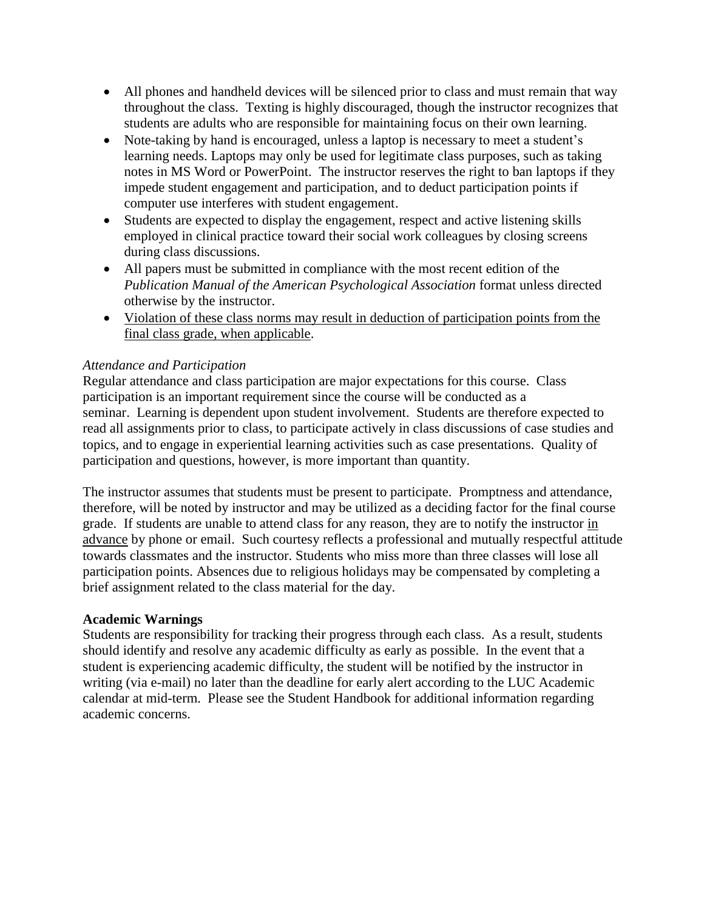- All phones and handheld devices will be silenced prior to class and must remain that way throughout the class. Texting is highly discouraged, though the instructor recognizes that students are adults who are responsible for maintaining focus on their own learning.
- Note-taking by hand is encouraged, unless a laptop is necessary to meet a student's learning needs. Laptops may only be used for legitimate class purposes, such as taking notes in MS Word or PowerPoint. The instructor reserves the right to ban laptops if they impede student engagement and participation, and to deduct participation points if computer use interferes with student engagement.
- Students are expected to display the engagement, respect and active listening skills employed in clinical practice toward their social work colleagues by closing screens during class discussions.
- All papers must be submitted in compliance with the most recent edition of the *Publication Manual of the American Psychological Association* format unless directed otherwise by the instructor.
- <u>Violation of these class norms may result in deduction of participation points from the final class grade, when applicable</u>.

*Attendance and Participation*

Regular attendance and class participation are major expectations for this course. Class participation is an important requirement since the course will be conducted as a seminar. Learning is dependent upon student involvement. Students are therefore expected to read all assignments prior to class, to participate actively in class discussions of case studies and topics, and to engage in experiential learning activities such as case presentations. Quality of participation and questions, however, is more important than quantity.

The instructor assumes that students must be present to participate. Promptness and attendance, therefore, will be noted by instructor and may be utilized as a deciding factor for the final course grade. If students are unable to attend class for any reason, they are to notify the instructor <u>in advance</u> by phone or email. Such courtesy reflects a professional and mutually respectful attitude towards classmates and the instructor. Students who miss more than three classes will lose all participation points. Absences due to religious holidays may be compensated by completing a brief assignment related to the class material for the day.

**Academic Warnings**

Students are responsibility for tracking their progress through each class. As a result, students should identify and resolve any academic difficulty as early as possible. In the event that a student is experiencing academic difficulty, the student will be notified by the instructor in writing (via e-mail) no later than the deadline for early alert according to the LUC Academic calendar at mid-term. Please see the Student Handbook for additional information regarding academic concerns.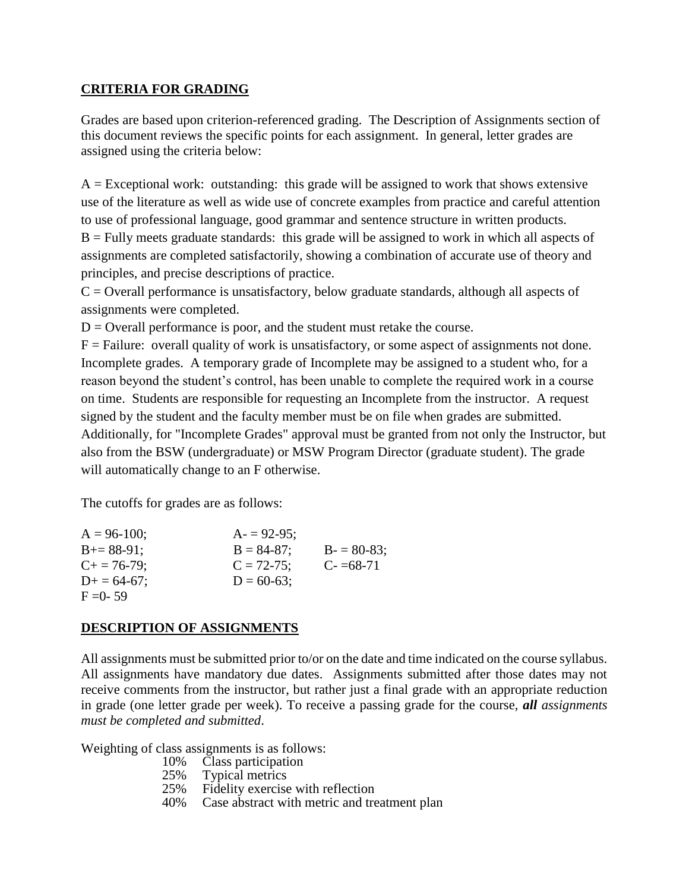## **CRITERIA FOR GRADING**

Grades are based upon criterion-referenced grading. The Description of Assignments section of this document reviews the specific points for each assignment. In general, letter grades are assigned using the criteria below:

A = Exceptional work: outstanding: this grade will be assigned to work that shows extensive use of the literature as well as wide use of concrete examples from practice and careful attention to use of professional language, good grammar and sentence structure in written products.
B = Fully meets graduate standards: this grade will be assigned to work in which all aspects of assignments are completed satisfactorily, showing a combination of accurate use of theory and principles, and precise descriptions of practice.
C = Overall performance is unsatisfactory, below graduate standards, although all aspects of assignments were completed.
D = Overall performance is poor, and the student must retake the course.
F = Failure: overall quality of work is unsatisfactory, or some aspect of assignments not done.
Incomplete grades. A temporary grade of Incomplete may be assigned to a student who, for a reason beyond the student's control, has been unable to complete the required work in a course on time. Students are responsible for requesting an Incomplete from the instructor. A request signed by the student and the faculty member must be on file when grades are submitted. Additionally, for "Incomplete Grades" approval must be granted from not only the Instructor, but also from the BSW (undergraduate) or MSW Program Director (graduate student). The grade will automatically change to an F otherwise.

The cutoffs for grades are as follows:

| | | |
|---|---|---|
| A = 96-100; | A- = 92-95; | |
| B+= 88-91; | B = 84-87; | B- = 80-83; |
| C+ = 76-79; | C = 72-75; | C- =68-71 |
| D+ = 64-67; | D = 60-63; | |
| F =0- 59 | | |

## **DESCRIPTION OF ASSIGNMENTS**

All assignments must be submitted prior to/or on the date and time indicated on the course syllabus. All assignments have mandatory due dates. Assignments submitted after those dates may not receive comments from the instructor, but rather just a final grade with an appropriate reduction in grade (one letter grade per week). To receive a passing grade for the course, ***all** assignments must be completed and submitted*.

Weighting of class assignments is as follows:

- 10% Class participation
- 25% Typical metrics
- 25% Fidelity exercise with reflection
- 40% Case abstract with metric and treatment plan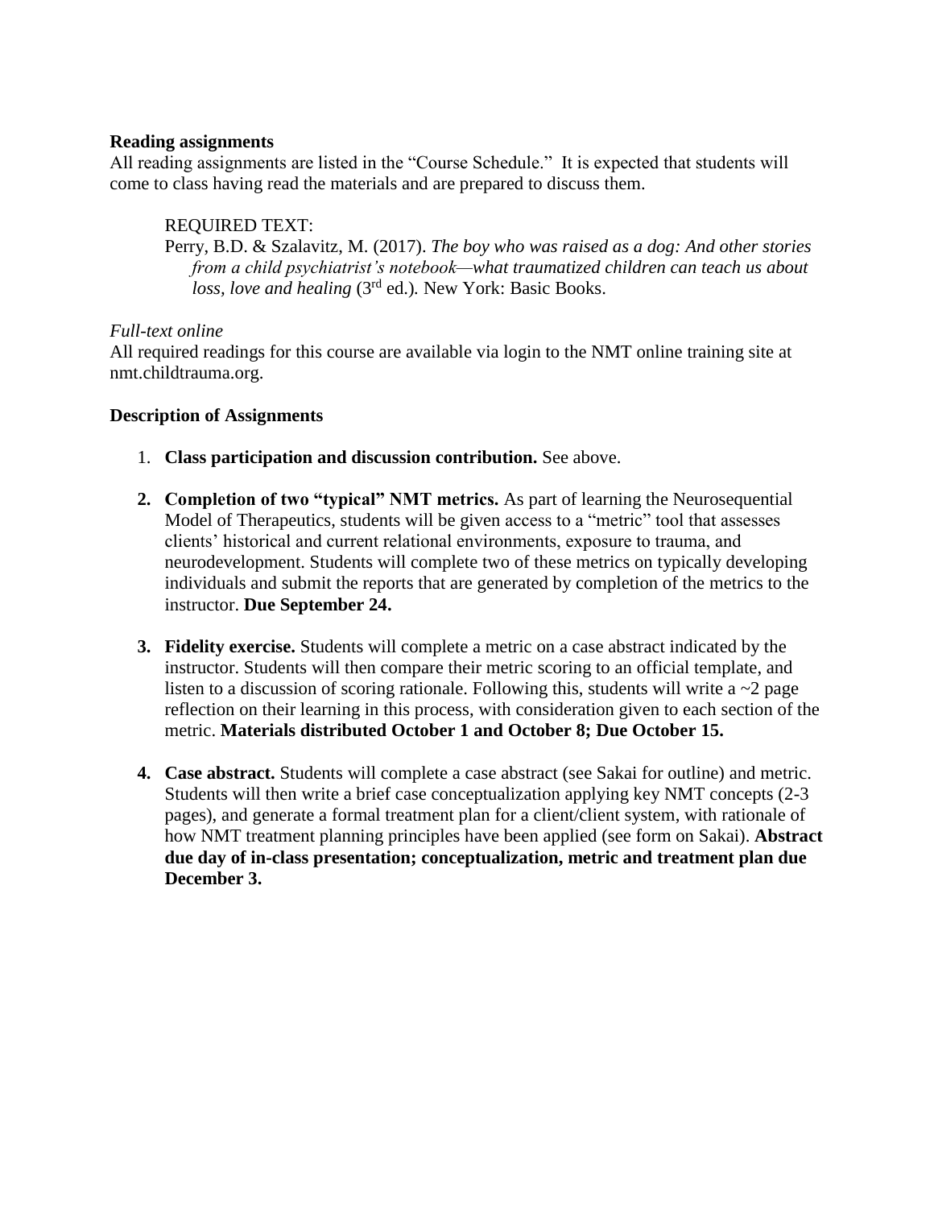**Reading assignments**

All reading assignments are listed in the "Course Schedule." It is expected that students will come to class having read the materials and are prepared to discuss them.

REQUIRED TEXT:

Perry, B.D. & Szalavitz, M. (2017). *The boy who was raised as a dog: And other stories from a child psychiatrist's notebook—what traumatized children can teach us about loss, love and healing* (3rd ed.). New York: Basic Books.

*Full-text online*

All required readings for this course are available via login to the NMT online training site at nmt.childtrauma.org.

**Description of Assignments**

1. **Class participation and discussion contribution.** See above.

2. **Completion of two "typical" NMT metrics.** As part of learning the Neurosequential Model of Therapeutics, students will be given access to a "metric" tool that assesses clients' historical and current relational environments, exposure to trauma, and neurodevelopment. Students will complete two of these metrics on typically developing individuals and submit the reports that are generated by completion of the metrics to the instructor. **Due September 24.**

3. **Fidelity exercise.** Students will complete a metric on a case abstract indicated by the instructor. Students will then compare their metric scoring to an official template, and listen to a discussion of scoring rationale. Following this, students will write a ~2 page reflection on their learning in this process, with consideration given to each section of the metric. **Materials distributed October 1 and October 8; Due October 15.**

4. **Case abstract.** Students will complete a case abstract (see Sakai for outline) and metric. Students will then write a brief case conceptualization applying key NMT concepts (2-3 pages), and generate a formal treatment plan for a client/client system, with rationale of how NMT treatment planning principles have been applied (see form on Sakai). **Abstract due day of in-class presentation; conceptualization, metric and treatment plan due December 3.**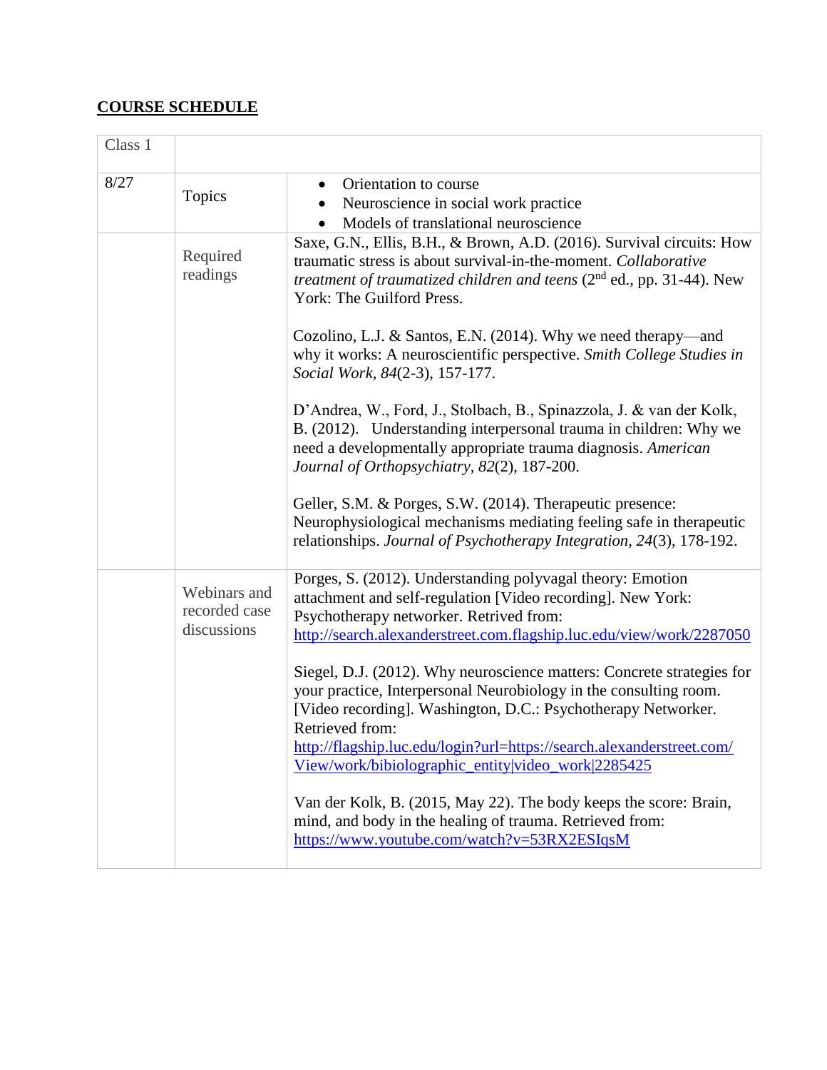## COURSE SCHEDULE

| Class 1 | | |
|---|---|---|
| 8/27 | Topics | • Orientation to course<br>• Neuroscience in social work practice<br>• Models of translational neuroscience |
| | Required readings | Saxe, G.N., Ellis, B.H., & Brown, A.D. (2016). Survival circuits: How traumatic stress is about survival-in-the-moment. *Collaborative treatment of traumatized children and teens* (2nd ed., pp. 31-44). New York: The Guilford Press.<br><br>Cozolino, L.J. & Santos, E.N. (2014). Why we need therapy—and why it works: A neuroscientific perspective. *Smith College Studies in Social Work, 84*(2-3), 157-177.<br><br>D'Andrea, W., Ford, J., Stolbach, B., Spinazzola, J. & van der Kolk, B. (2012). Understanding interpersonal trauma in children: Why we need a developmentally appropriate trauma diagnosis. *American Journal of Orthopsychiatry, 82*(2), 187-200.<br><br>Geller, S.M. & Porges, S.W. (2014). Therapeutic presence: Neurophysiological mechanisms mediating feeling safe in therapeutic relationships. *Journal of Psychotherapy Integration, 24*(3), 178-192. |
| | Webinars and recorded case discussions | Porges, S. (2012). Understanding polyvagal theory: Emotion attachment and self-regulation [Video recording]. New York: Psychotherapy networker. Retrived from: http://search.alexanderstreet.com.flagship.luc.edu/view/work/2287050<br><br>Siegel, D.J. (2012). Why neuroscience matters: Concrete strategies for your practice, Interpersonal Neurobiology in the consulting room. [Video recording]. Washington, D.C.: Psychotherapy Networker. Retrieved from: http://flagship.luc.edu/login?url=https://search.alexanderstreet.com/View/work/bibiolographic_entity\|video_work\|2285425<br><br>Van der Kolk, B. (2015, May 22). The body keeps the score: Brain, mind, and body in the healing of trauma. Retrieved from: https://www.youtube.com/watch?v=53RX2ESIqsM |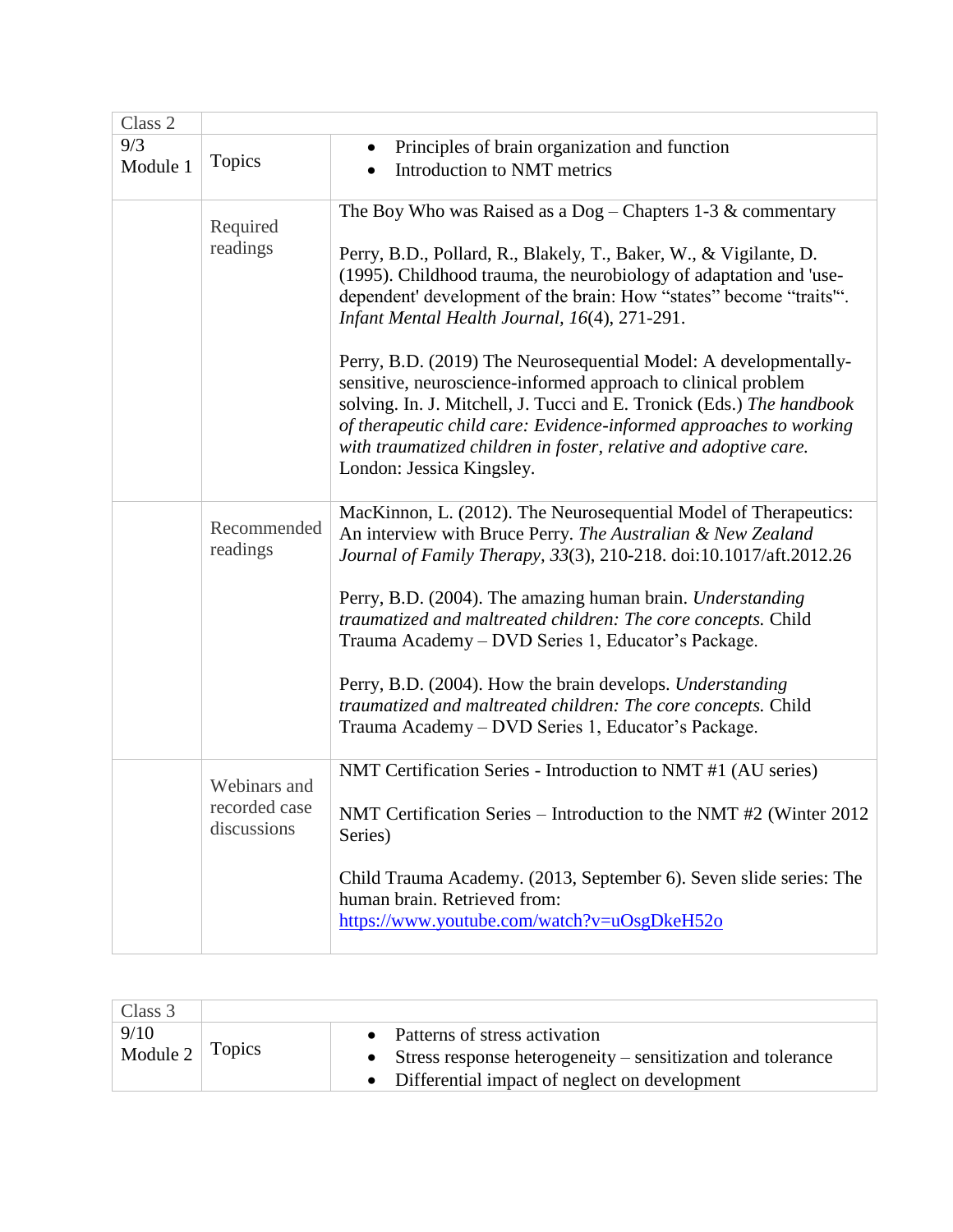| Class 2 | | |
|---|---|---|
| 9/3 Module 1 | Topics | • Principles of brain organization and function<br>• Introduction to NMT metrics |
| | Required readings | The Boy Who was Raised as a Dog – Chapters 1-3 & commentary<br><br>Perry, B.D., Pollard, R., Blakely, T., Baker, W., & Vigilante, D. (1995). Childhood trauma, the neurobiology of adaptation and 'use-dependent' development of the brain: How "states" become "traits"'. *Infant Mental Health Journal*, *16*(4), 271-291.<br><br>Perry, B.D. (2019) The Neurosequential Model: A developmentally-sensitive, neuroscience-informed approach to clinical problem solving. In. J. Mitchell, J. Tucci and E. Tronick (Eds.) *The handbook of therapeutic child care: Evidence-informed approaches to working with traumatized children in foster, relative and adoptive care.* London: Jessica Kingsley. |
| | Recommended readings | MacKinnon, L. (2012). The Neurosequential Model of Therapeutics: An interview with Bruce Perry. *The Australian & New Zealand Journal of Family Therapy*, *33*(3), 210-218. doi:10.1017/aft.2012.26<br><br>Perry, B.D. (2004). The amazing human brain. *Understanding traumatized and maltreated children: The core concepts.* Child Trauma Academy – DVD Series 1, Educator's Package.<br><br>Perry, B.D. (2004). How the brain develops. *Understanding traumatized and maltreated children: The core concepts.* Child Trauma Academy – DVD Series 1, Educator's Package. |
| | Webinars and recorded case discussions | NMT Certification Series - Introduction to NMT #1 (AU series)<br><br>NMT Certification Series – Introduction to the NMT #2 (Winter 2012 Series)<br><br>Child Trauma Academy. (2013, September 6). Seven slide series: The human brain. Retrieved from: https://www.youtube.com/watch?v=uOsgDkeH52o |

| Class 3 | | |
|---|---|---|
| 9/10 Module 2 | Topics | • Patterns of stress activation<br>• Stress response heterogeneity – sensitization and tolerance<br>• Differential impact of neglect on development |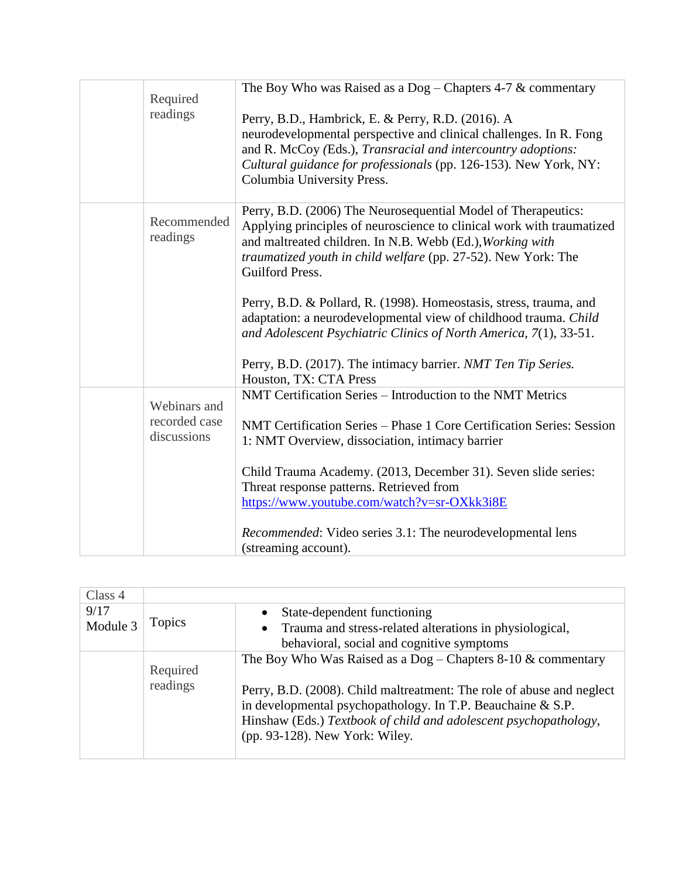| | | |
|---|---|---|
| | Required readings | The Boy Who was Raised as a Dog – Chapters 4-7 & commentary<br><br>Perry, B.D., Hambrick, E. & Perry, R.D. (2016). A neurodevelopmental perspective and clinical challenges. In R. Fong and R. McCoy (Eds.), *Transracial and intercountry adoptions: Cultural guidance for professionals* (pp. 126-153). New York, NY: Columbia University Press. |
| | Recommended readings | Perry, B.D. (2006) The Neurosequential Model of Therapeutics: Applying principles of neuroscience to clinical work with traumatized and maltreated children. In N.B. Webb (Ed.), *Working with traumatized youth in child welfare* (pp. 27-52). New York: The Guilford Press.<br><br>Perry, B.D. & Pollard, R. (1998). Homeostasis, stress, trauma, and adaptation: a neurodevelopmental view of childhood trauma. *Child and Adolescent Psychiatric Clinics of North America, 7*(1), 33-51.<br><br>Perry, B.D. (2017). The intimacy barrier. *NMT Ten Tip Series.* Houston, TX: CTA Press |
| | Webinars and recorded case discussions | NMT Certification Series – Introduction to the NMT Metrics<br><br>NMT Certification Series – Phase 1 Core Certification Series: Session 1: NMT Overview, dissociation, intimacy barrier<br><br>Child Trauma Academy. (2013, December 31). Seven slide series: Threat response patterns. Retrieved from https://www.youtube.com/watch?v=sr-OXkk3i8E<br><br>*Recommended*: Video series 3.1: The neurodevelopmental lens (streaming account). |

| Class 4 | | |
|---|---|---|
| 9/17 Module 3 | Topics | • State-dependent functioning<br>• Trauma and stress-related alterations in physiological, behavioral, social and cognitive symptoms |
| | Required readings | The Boy Who Was Raised as a Dog – Chapters 8-10 & commentary<br><br>Perry, B.D. (2008). Child maltreatment: The role of abuse and neglect in developmental psychopathology. In T.P. Beauchaine & S.P. Hinshaw (Eds.) *Textbook of child and adolescent psychopathology*, (pp. 93-128). New York: Wiley. |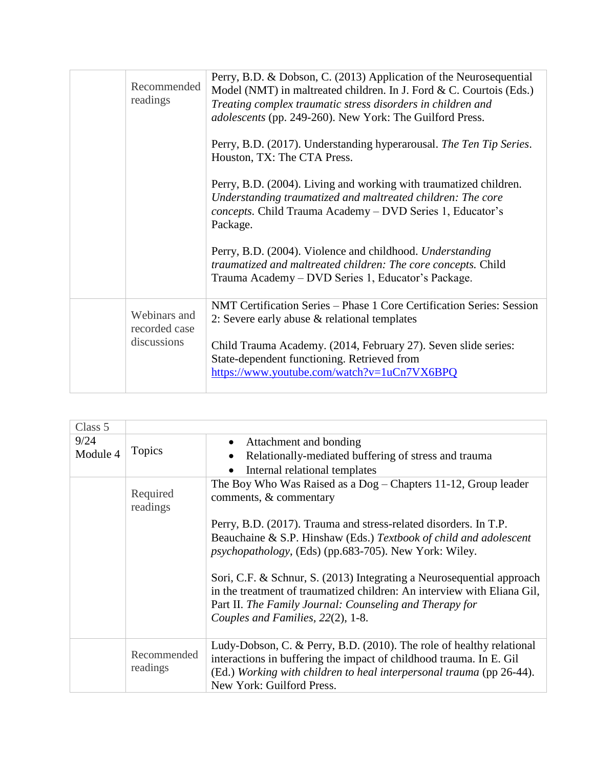| | | |
|---|---|---|
| | Recommended readings | Perry, B.D. & Dobson, C. (2013) Application of the Neurosequential Model (NMT) in maltreated children. In J. Ford & C. Courtois (Eds.) *Treating complex traumatic stress disorders in children and adolescents* (pp. 249-260). New York: The Guilford Press.<br><br>Perry, B.D. (2017). Understanding hyperarousal. *The Ten Tip Series*. Houston, TX: The CTA Press.<br><br>Perry, B.D. (2004). Living and working with traumatized children. *Understanding traumatized and maltreated children: The core concepts.* Child Trauma Academy – DVD Series 1, Educator's Package.<br><br>Perry, B.D. (2004). Violence and childhood. *Understanding traumatized and maltreated children: The core concepts.* Child Trauma Academy – DVD Series 1, Educator's Package. |
| | Webinars and recorded case discussions | NMT Certification Series – Phase 1 Core Certification Series: Session 2: Severe early abuse & relational templates<br><br>Child Trauma Academy. (2014, February 27). Seven slide series: State-dependent functioning. Retrieved from https://www.youtube.com/watch?v=1uCn7VX6BPQ |

| Class 5 | | |
|---|---|---|
| 9/24<br>Module 4 | Topics | • Attachment and bonding<br>• Relationally-mediated buffering of stress and trauma<br>• Internal relational templates |
| | Required readings | The Boy Who Was Raised as a Dog – Chapters 11-12, Group leader comments, & commentary<br><br>Perry, B.D. (2017). Trauma and stress-related disorders. In T.P. Beauchaine & S.P. Hinshaw (Eds.) *Textbook of child and adolescent psychopathology*, (Eds) (pp.683-705). New York: Wiley.<br><br>Sori, C.F. & Schnur, S. (2013) Integrating a Neurosequential approach in the treatment of traumatized children: An interview with Eliana Gil, Part II. *The Family Journal: Counseling and Therapy for Couples and Families, 22*(2), 1-8. |
| | Recommended readings | Ludy-Dobson, C. & Perry, B.D. (2010). The role of healthy relational interactions in buffering the impact of childhood trauma. In E. Gil (Ed.) *Working with children to heal interpersonal trauma* (pp 26-44). New York: Guilford Press. |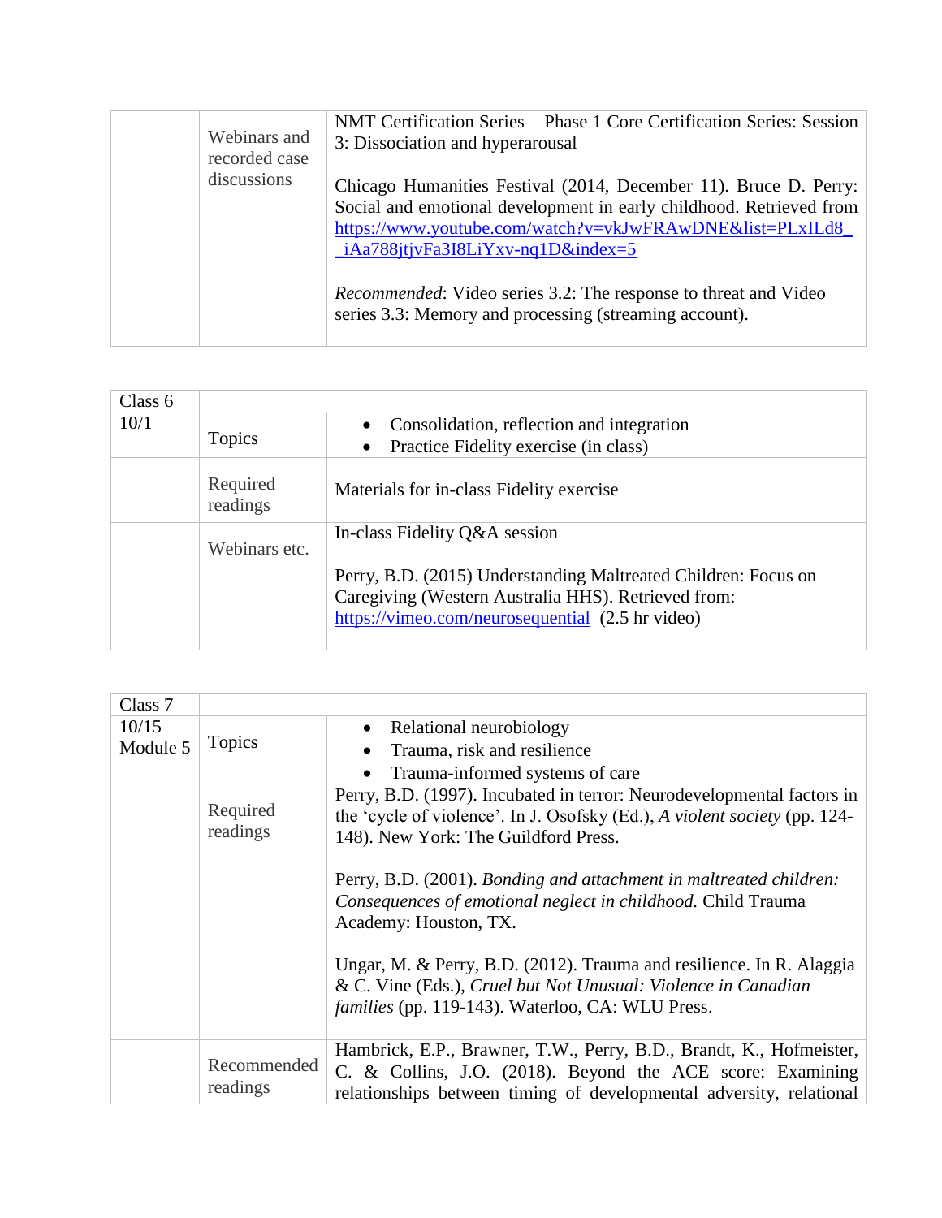| | | |
|---|---|---|
| | Webinars and recorded case discussions | NMT Certification Series – Phase 1 Core Certification Series: Session 3: Dissociation and hyperarousal<br><br>Chicago Humanities Festival (2014, December 11). Bruce D. Perry: Social and emotional development in early childhood. Retrieved from https://www.youtube.com/watch?v=vkJwFRAwDNE&list=PLxILd8__iAa788jtjvFa3I8LiYxv-nq1D&index=5<br><br>*Recommended*: Video series 3.2: The response to threat and Video series 3.3: Memory and processing (streaming account). |

| Class 6 | | |
|---|---|---|
| 10/1 | Topics | • Consolidation, reflection and integration<br>• Practice Fidelity exercise (in class) |
| | Required readings | Materials for in-class Fidelity exercise |
| | Webinars etc. | In-class Fidelity Q&A session<br><br>Perry, B.D. (2015) Understanding Maltreated Children: Focus on Caregiving (Western Australia HHS). Retrieved from: https://vimeo.com/neurosequential (2.5 hr video) |

| Class 7 | | |
|---|---|---|
| 10/15<br>Module 5 | Topics | • Relational neurobiology<br>• Trauma, risk and resilience<br>• Trauma-informed systems of care |
| | Required readings | Perry, B.D. (1997). Incubated in terror: Neurodevelopmental factors in the 'cycle of violence'. In J. Osofsky (Ed.), *A violent society* (pp. 124-148). New York: The Guildford Press.<br><br>Perry, B.D. (2001). *Bonding and attachment in maltreated children: Consequences of emotional neglect in childhood.* Child Trauma Academy: Houston, TX.<br><br>Ungar, M. & Perry, B.D. (2012). Trauma and resilience. In R. Alaggia & C. Vine (Eds.), *Cruel but Not Unusual: Violence in Canadian families* (pp. 119-143). Waterloo, CA: WLU Press. |
| | Recommended readings | Hambrick, E.P., Brawner, T.W., Perry, B.D., Brandt, K., Hofmeister, C. & Collins, J.O. (2018). Beyond the ACE score: Examining relationships between timing of developmental adversity, relational |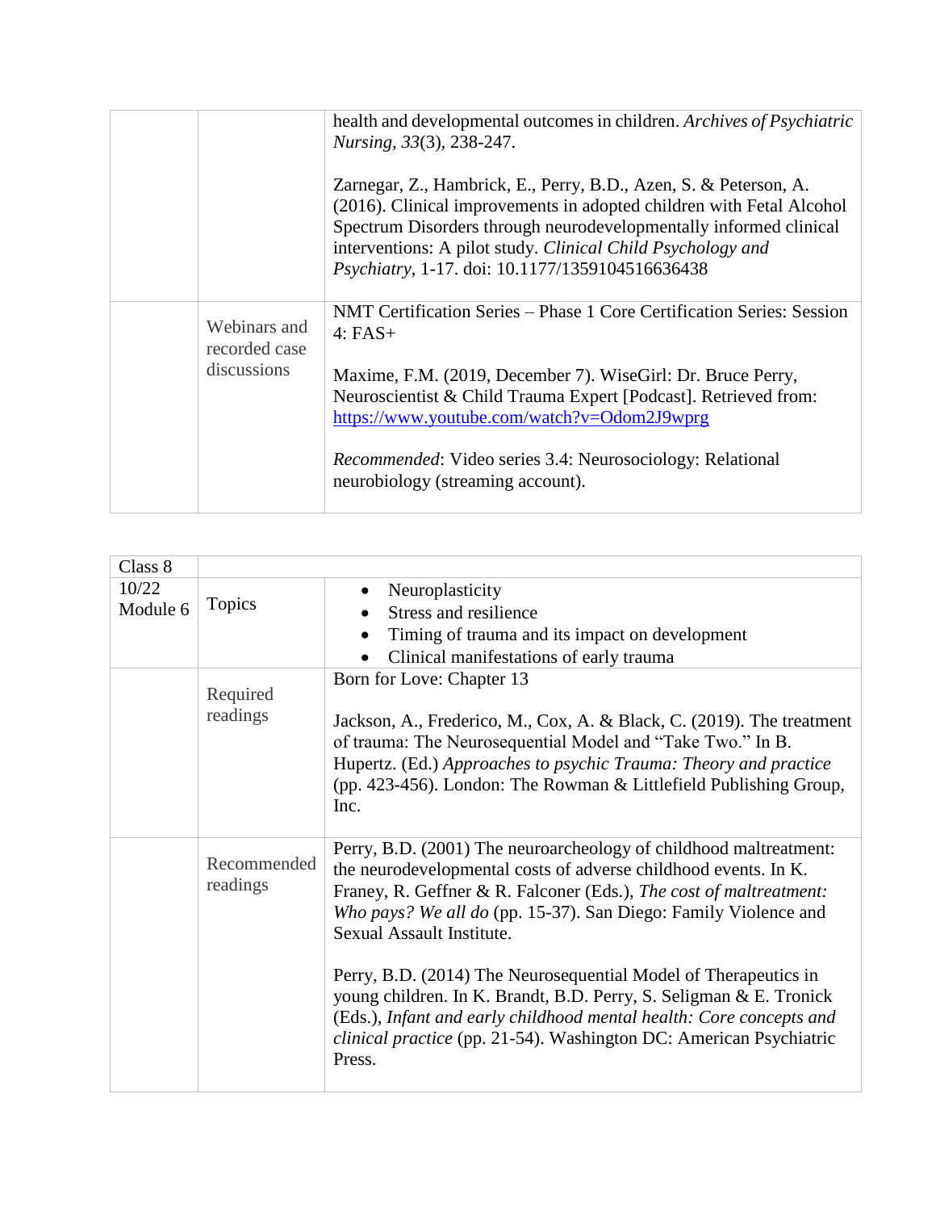| | | |
|---|---|---|
| | | health and developmental outcomes in children. *Archives of Psychiatric Nursing, 33*(3), 238-247.<br><br>Zarnegar, Z., Hambrick, E., Perry, B.D., Azen, S. & Peterson, A. (2016). Clinical improvements in adopted children with Fetal Alcohol Spectrum Disorders through neurodevelopmentally informed clinical interventions: A pilot study. *Clinical Child Psychology and Psychiatry*, 1-17. doi: 10.1177/1359104516636438 |
| | Webinars and recorded case discussions | NMT Certification Series – Phase 1 Core Certification Series: Session 4: FAS+<br><br>Maxime, F.M. (2019, December 7). WiseGirl: Dr. Bruce Perry, Neuroscientist & Child Trauma Expert [Podcast]. Retrieved from: https://www.youtube.com/watch?v=Odom2J9wprg<br><br>*Recommended*: Video series 3.4: Neurosociology: Relational neurobiology (streaming account). |

| Class 8 | | |
|---|---|---|
| 10/22 Module 6 | Topics | • Neuroplasticity<br>• Stress and resilience<br>• Timing of trauma and its impact on development<br>• Clinical manifestations of early trauma |
| | Required readings | Born for Love: Chapter 13<br><br>Jackson, A., Frederico, M., Cox, A. & Black, C. (2019). The treatment of trauma: The Neurosequential Model and "Take Two." In B. Hupertz. (Ed.) *Approaches to psychic Trauma: Theory and practice* (pp. 423-456). London: The Rowman & Littlefield Publishing Group, Inc. |
| | Recommended readings | Perry, B.D. (2001) The neuroarcheology of childhood maltreatment: the neurodevelopmental costs of adverse childhood events. In K. Franey, R. Geffner & R. Falconer (Eds.), *The cost of maltreatment: Who pays? We all do* (pp. 15-37). San Diego: Family Violence and Sexual Assault Institute.<br><br>Perry, B.D. (2014) The Neurosequential Model of Therapeutics in young children. In K. Brandt, B.D. Perry, S. Seligman & E. Tronick (Eds.), *Infant and early childhood mental health: Core concepts and clinical practice* (pp. 21-54). Washington DC: American Psychiatric Press. |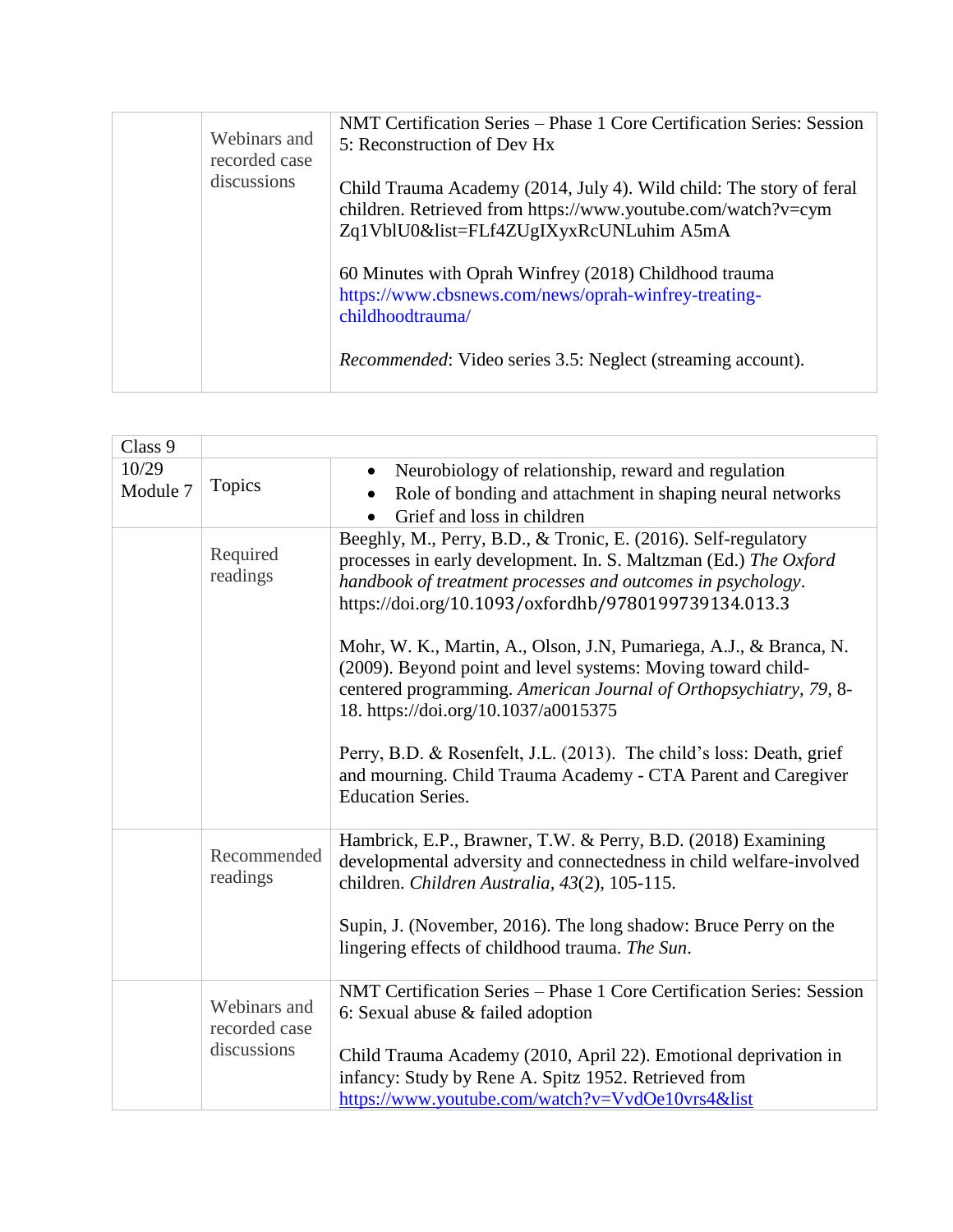| | | |
|---|---|---|
| | Webinars and recorded case discussions | NMT Certification Series – Phase 1 Core Certification Series: Session 5: Reconstruction of Dev Hx<br><br>Child Trauma Academy (2014, July 4). Wild child: The story of feral children. Retrieved from https://www.youtube.com/watch?v=cym Zq1VblU0&list=FLf4ZUgIXyxRcUNLuhim A5mA<br><br>60 Minutes with Oprah Winfrey (2018) Childhood trauma https://www.cbsnews.com/news/oprah-winfrey-treating-childhoodtrauma/<br><br>*Recommended*: Video series 3.5: Neglect (streaming account). |

| Class 9 | | |
|---|---|---|
| 10/29<br>Module 7 | Topics | • Neurobiology of relationship, reward and regulation<br>• Role of bonding and attachment in shaping neural networks<br>• Grief and loss in children |
| | Required readings | Beeghly, M., Perry, B.D., & Tronic, E. (2016). Self-regulatory processes in early development. In. S. Maltzman (Ed.) *The Oxford handbook of treatment processes and outcomes in psychology*. https://doi.org/10.1093/oxfordhb/9780199739134.013.3<br><br>Mohr, W. K., Martin, A., Olson, J.N, Pumariega, A.J., & Branca, N. (2009). Beyond point and level systems: Moving toward child-centered programming. *American Journal of Orthopsychiatry, 79*, 8-18. https://doi.org/10.1037/a0015375<br><br>Perry, B.D. & Rosenfelt, J.L. (2013). The child's loss: Death, grief and mourning. Child Trauma Academy - CTA Parent and Caregiver Education Series. |
| | Recommended readings | Hambrick, E.P., Brawner, T.W. & Perry, B.D. (2018) Examining developmental adversity and connectedness in child welfare-involved children. *Children Australia, 43*(2), 105-115.<br><br>Supin, J. (November, 2016). The long shadow: Bruce Perry on the lingering effects of childhood trauma. *The Sun*. |
| | Webinars and recorded case discussions | NMT Certification Series – Phase 1 Core Certification Series: Session 6: Sexual abuse & failed adoption<br><br>Child Trauma Academy (2010, April 22). Emotional deprivation in infancy: Study by Rene A. Spitz 1952. Retrieved from https://www.youtube.com/watch?v=VvdOe10vrs4&list |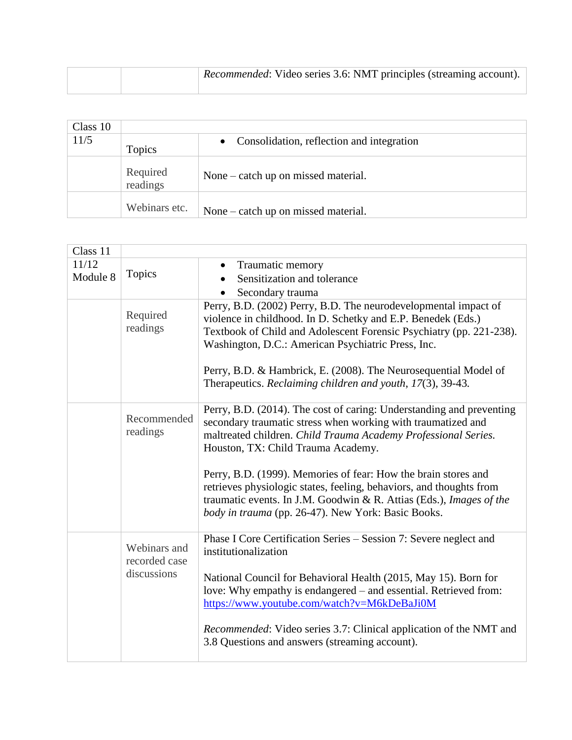| | | |
|---|---|---|
| | | *Recommended*: Video series 3.6: NMT principles (streaming account). |

| Class 10 | | |
|---|---|---|
| 11/5 | Topics | • Consolidation, reflection and integration |
| | Required readings | None – catch up on missed material. |
| | Webinars etc. | None – catch up on missed material. |

| Class 11 | | |
|---|---|---|
| 11/12 Module 8 | Topics | • Traumatic memory<br>• Sensitization and tolerance<br>• Secondary trauma |
| | Required readings | Perry, B.D. (2002) Perry, B.D. The neurodevelopmental impact of violence in childhood. In D. Schetky and E.P. Benedek (Eds.) Textbook of Child and Adolescent Forensic Psychiatry (pp. 221-238). Washington, D.C.: American Psychiatric Press, Inc.<br><br>Perry, B.D. & Hambrick, E. (2008). The Neurosequential Model of Therapeutics. *Reclaiming children and youth*, *17*(3), 39-43. |
| | Recommended readings | Perry, B.D. (2014). The cost of caring: Understanding and preventing secondary traumatic stress when working with traumatized and maltreated children. *Child Trauma Academy Professional Series.* Houston, TX: Child Trauma Academy.<br><br>Perry, B.D. (1999). Memories of fear: How the brain stores and retrieves physiologic states, feeling, behaviors, and thoughts from traumatic events. In J.M. Goodwin & R. Attias (Eds.), *Images of the body in trauma* (pp. 26-47). New York: Basic Books. |
| | Webinars and recorded case discussions | Phase I Core Certification Series – Session 7: Severe neglect and institutionalization<br><br>National Council for Behavioral Health (2015, May 15). Born for love: Why empathy is endangered – and essential. Retrieved from: https://www.youtube.com/watch?v=M6kDeBaJi0M<br><br>*Recommended*: Video series 3.7: Clinical application of the NMT and 3.8 Questions and answers (streaming account). |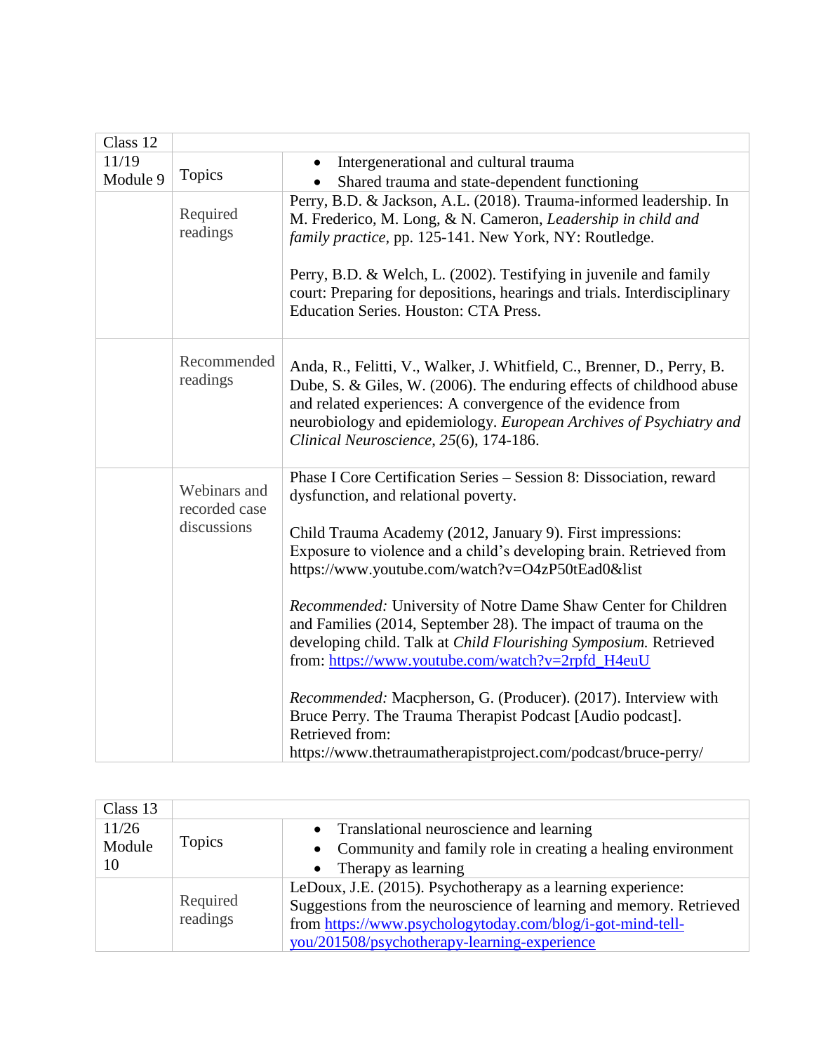| Class 12 | | |
|---|---|---|
| 11/19 Module 9 | Topics | • Intergenerational and cultural trauma<br>• Shared trauma and state-dependent functioning |
| | Required readings | Perry, B.D. & Jackson, A.L. (2018). Trauma-informed leadership. In M. Frederico, M. Long, & N. Cameron, *Leadership in child and family practice,* pp. 125-141. New York, NY: Routledge.<br><br>Perry, B.D. & Welch, L. (2002). Testifying in juvenile and family court: Preparing for depositions, hearings and trials. Interdisciplinary Education Series. Houston: CTA Press. |
| | Recommended readings | Anda, R., Felitti, V., Walker, J. Whitfield, C., Brenner, D., Perry, B. Dube, S. & Giles, W. (2006). The enduring effects of childhood abuse and related experiences: A convergence of the evidence from neurobiology and epidemiology. *European Archives of Psychiatry and Clinical Neuroscience, 25*(6), 174-186. |
| | Webinars and recorded case discussions | Phase I Core Certification Series – Session 8: Dissociation, reward dysfunction, and relational poverty.<br><br>Child Trauma Academy (2012, January 9). First impressions: Exposure to violence and a child's developing brain. Retrieved from https://www.youtube.com/watch?v=O4zP50tEad0&list<br><br>*Recommended:* University of Notre Dame Shaw Center for Children and Families (2014, September 28). The impact of trauma on the developing child. Talk at *Child Flourishing Symposium.* Retrieved from: https://www.youtube.com/watch?v=2rpfd_H4euU<br><br>*Recommended:* Macpherson, G. (Producer). (2017). Interview with Bruce Perry. The Trauma Therapist Podcast [Audio podcast]. Retrieved from: https://www.thetraumatherapistproject.com/podcast/bruce-perry/ |

| Class 13 | | |
|---|---|---|
| 11/26 Module 10 | Topics | • Translational neuroscience and learning<br>• Community and family role in creating a healing environment<br>• Therapy as learning |
| | Required readings | LeDoux, J.E. (2015). Psychotherapy as a learning experience: Suggestions from the neuroscience of learning and memory. Retrieved from https://www.psychologytoday.com/blog/i-got-mind-tell-you/201508/psychotherapy-learning-experience |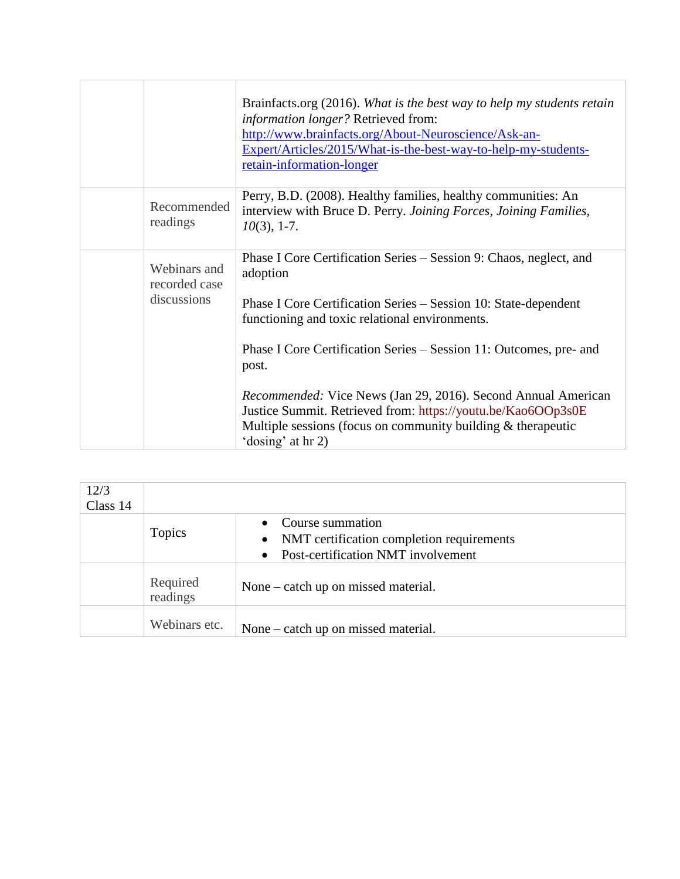| | | |
|---|---|---|
| | | Brainfacts.org (2016). *What is the best way to help my students retain information longer?* Retrieved from: http://www.brainfacts.org/About-Neuroscience/Ask-an-Expert/Articles/2015/What-is-the-best-way-to-help-my-students-retain-information-longer |
| | Recommended readings | Perry, B.D. (2008). Healthy families, healthy communities: An interview with Bruce D. Perry. *Joining Forces, Joining Families, 10*(3), 1-7. |
| | Webinars and recorded case discussions | Phase I Core Certification Series – Session 9: Chaos, neglect, and adoption<br><br>Phase I Core Certification Series – Session 10: State-dependent functioning and toxic relational environments.<br><br>Phase I Core Certification Series – Session 11: Outcomes, pre- and post.<br><br>*Recommended:* Vice News (Jan 29, 2016). Second Annual American Justice Summit. Retrieved from: https://youtu.be/Kao6OOp3s0E Multiple sessions (focus on community building & therapeutic 'dosing' at hr 2) |

| | | |
|---|---|---|
| 12/3 Class 14 | | |
| | Topics | • Course summation<br>• NMT certification completion requirements<br>• Post-certification NMT involvement |
| | Required readings | None – catch up on missed material. |
| | Webinars etc. | None – catch up on missed material. |